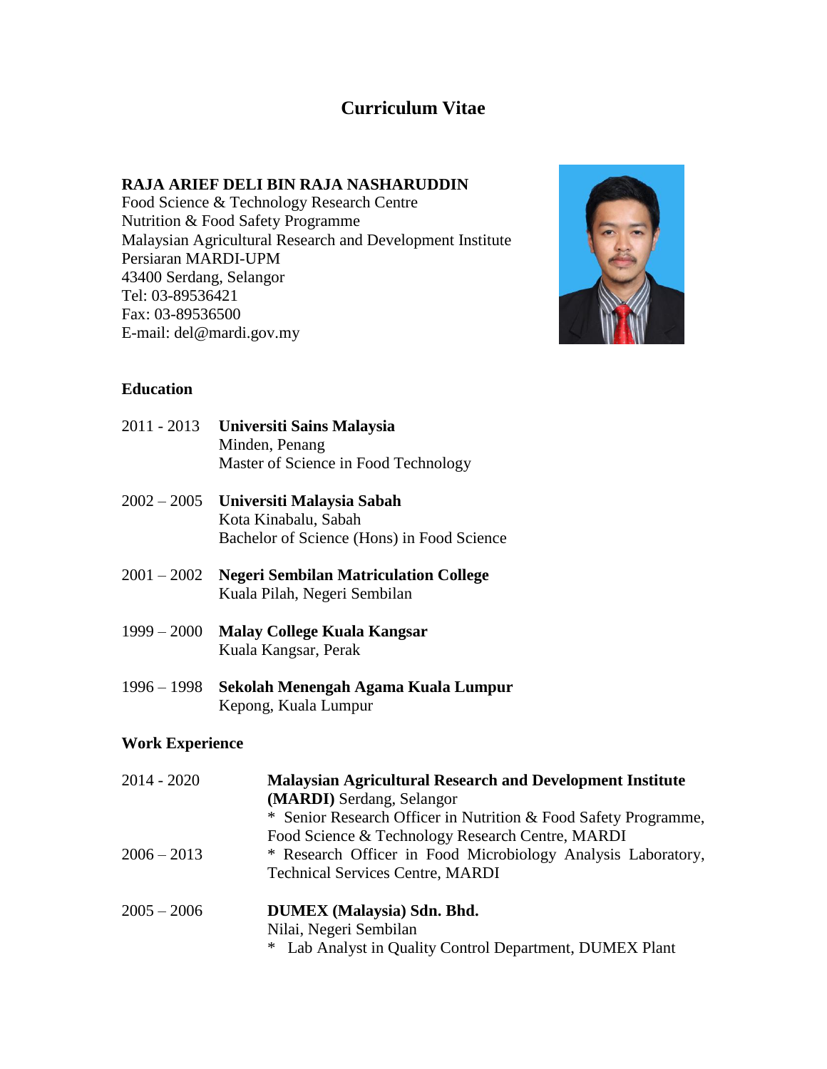# Curriculum Vitae

**RAJA ARIEF DELI BIN RAJA NASHARUDDIN**
Food Science & Technology Research Centre
Nutrition & Food Safety Programme
Malaysian Agricultural Research and Development Institute
Persiaran MARDI-UPM
43400 Serdang, Selangor
Tel: 03-89536421
Fax: 03-89536500
E-mail: del@mardi.gov.my

## Education

2011 - 2013 **Universiti Sains Malaysia**
Minden, Penang
Master of Science in Food Technology

2002 – 2005 **Universiti Malaysia Sabah**
Kota Kinabalu, Sabah
Bachelor of Science (Hons) in Food Science

2001 – 2002 **Negeri Sembilan Matriculation College**
Kuala Pilah, Negeri Sembilan

1999 – 2000 **Malay College Kuala Kangsar**
Kuala Kangsar, Perak

1996 – 1998 **Sekolah Menengah Agama Kuala Lumpur**
Kepong, Kuala Lumpur

## Work Experience

2014 - 2020 **Malaysian Agricultural Research and Development Institute (MARDI)** Serdang, Selangor
* Senior Research Officer in Nutrition & Food Safety Programme, Food Science & Technology Research Centre, MARDI

2006 – 2013
* Research Officer in Food Microbiology Analysis Laboratory, Technical Services Centre, MARDI

2005 – 2006 **DUMEX (Malaysia) Sdn. Bhd.**
Nilai, Negeri Sembilan
* Lab Analyst in Quality Control Department, DUMEX Plant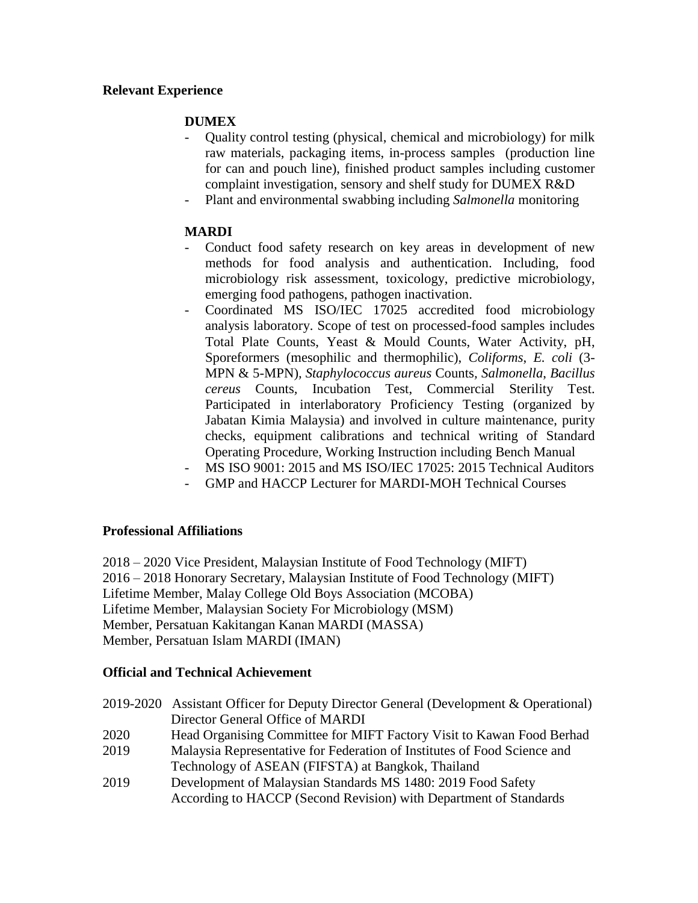**Relevant Experience**

**DUMEX**

- Quality control testing (physical, chemical and microbiology) for milk raw materials, packaging items, in-process samples (production line for can and pouch line), finished product samples including customer complaint investigation, sensory and shelf study for DUMEX R&D
- Plant and environmental swabbing including *Salmonella* monitoring

**MARDI**

- Conduct food safety research on key areas in development of new methods for food analysis and authentication. Including, food microbiology risk assessment, toxicology, predictive microbiology, emerging food pathogens, pathogen inactivation.
- Coordinated MS ISO/IEC 17025 accredited food microbiology analysis laboratory. Scope of test on processed-food samples includes Total Plate Counts, Yeast & Mould Counts, Water Activity, pH, Sporeformers (mesophilic and thermophilic), *Coliforms*, *E. coli* (3-MPN & 5-MPN), *Staphylococcus aureus* Counts, *Salmonella*, *Bacillus cereus* Counts, Incubation Test, Commercial Sterility Test. Participated in interlaboratory Proficiency Testing (organized by Jabatan Kimia Malaysia) and involved in culture maintenance, purity checks, equipment calibrations and technical writing of Standard Operating Procedure, Working Instruction including Bench Manual
- MS ISO 9001: 2015 and MS ISO/IEC 17025: 2015 Technical Auditors
- GMP and HACCP Lecturer for MARDI-MOH Technical Courses

**Professional Affiliations**

2018 – 2020 Vice President, Malaysian Institute of Food Technology (MIFT)
2016 – 2018 Honorary Secretary, Malaysian Institute of Food Technology (MIFT)
Lifetime Member, Malay College Old Boys Association (MCOBA)
Lifetime Member, Malaysian Society For Microbiology (MSM)
Member, Persatuan Kakitangan Kanan MARDI (MASSA)
Member, Persatuan Islam MARDI (IMAN)

**Official and Technical Achievement**

2019-2020 Assistant Officer for Deputy Director General (Development & Operational) Director General Office of MARDI
2020 Head Organising Committee for MIFT Factory Visit to Kawan Food Berhad
2019 Malaysia Representative for Federation of Institutes of Food Science and Technology of ASEAN (FIFSTA) at Bangkok, Thailand
2019 Development of Malaysian Standards MS 1480: 2019 Food Safety According to HACCP (Second Revision) with Department of Standards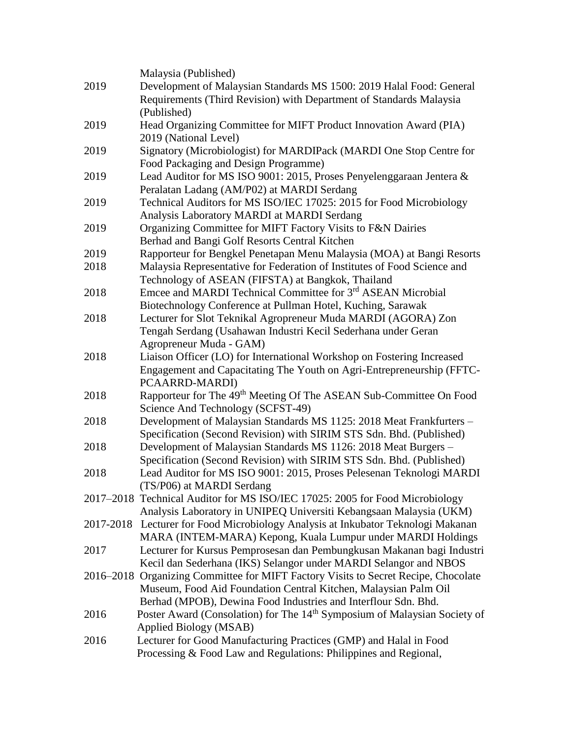Malaysia (Published)

| | |
|---|---|
| 2019 | Development of Malaysian Standards MS 1500: 2019 Halal Food: General Requirements (Third Revision) with Department of Standards Malaysia (Published) |
| 2019 | Head Organizing Committee for MIFT Product Innovation Award (PIA) 2019 (National Level) |
| 2019 | Signatory (Microbiologist) for MARDIPack (MARDI One Stop Centre for Food Packaging and Design Programme) |
| 2019 | Lead Auditor for MS ISO 9001: 2015, Proses Penyelenggaraan Jentera & Peralatan Ladang (AM/P02) at MARDI Serdang |
| 2019 | Technical Auditors for MS ISO/IEC 17025: 2015 for Food Microbiology Analysis Laboratory MARDI at MARDI Serdang |
| 2019 | Organizing Committee for MIFT Factory Visits to F&N Dairies Berhad and Bangi Golf Resorts Central Kitchen |
| 2019 | Rapporteur for Bengkel Penetapan Menu Malaysia (MOA) at Bangi Resorts |
| 2018 | Malaysia Representative for Federation of Institutes of Food Science and Technology of ASEAN (FIFSTA) at Bangkok, Thailand |
| 2018 | Emcee and MARDI Technical Committee for 3rd ASEAN Microbial Biotechnology Conference at Pullman Hotel, Kuching, Sarawak |
| 2018 | Lecturer for Slot Teknikal Agropreneur Muda MARDI (AGORA) Zon Tengah Serdang (Usahawan Industri Kecil Sederhana under Geran Agropreneur Muda - GAM) |
| 2018 | Liaison Officer (LO) for International Workshop on Fostering Increased Engagement and Capacitating The Youth on Agri-Entrepreneurship (FFTC-PCAARRD-MARDI) |
| 2018 | Rapporteur for The 49th Meeting Of The ASEAN Sub-Committee On Food Science And Technology (SCFST-49) |
| 2018 | Development of Malaysian Standards MS 1125: 2018 Meat Frankfurters – Specification (Second Revision) with SIRIM STS Sdn. Bhd. (Published) |
| 2018 | Development of Malaysian Standards MS 1126: 2018 Meat Burgers – Specification (Second Revision) with SIRIM STS Sdn. Bhd. (Published) |
| 2018 | Lead Auditor for MS ISO 9001: 2015, Proses Pelesenan Teknologi MARDI (TS/P06) at MARDI Serdang |
| 2017–2018 | Technical Auditor for MS ISO/IEC 17025: 2005 for Food Microbiology Analysis Laboratory in UNIPEQ Universiti Kebangsaan Malaysia (UKM) |
| 2017-2018 | Lecturer for Food Microbiology Analysis at Inkubator Teknologi Makanan MARA (INTEM-MARA) Kepong, Kuala Lumpur under MARDI Holdings |
| 2017 | Lecturer for Kursus Pemprosesan dan Pembungkusan Makanan bagi Industri Kecil dan Sederhana (IKS) Selangor under MARDI Selangor and NBOS |
| 2016–2018 | Organizing Committee for MIFT Factory Visits to Secret Recipe, Chocolate Museum, Food Aid Foundation Central Kitchen, Malaysian Palm Oil Berhad (MPOB), Dewina Food Industries and Interflour Sdn. Bhd. |
| 2016 | Poster Award (Consolation) for The 14th Symposium of Malaysian Society of Applied Biology (MSAB) |
| 2016 | Lecturer for Good Manufacturing Practices (GMP) and Halal in Food Processing & Food Law and Regulations: Philippines and Regional, |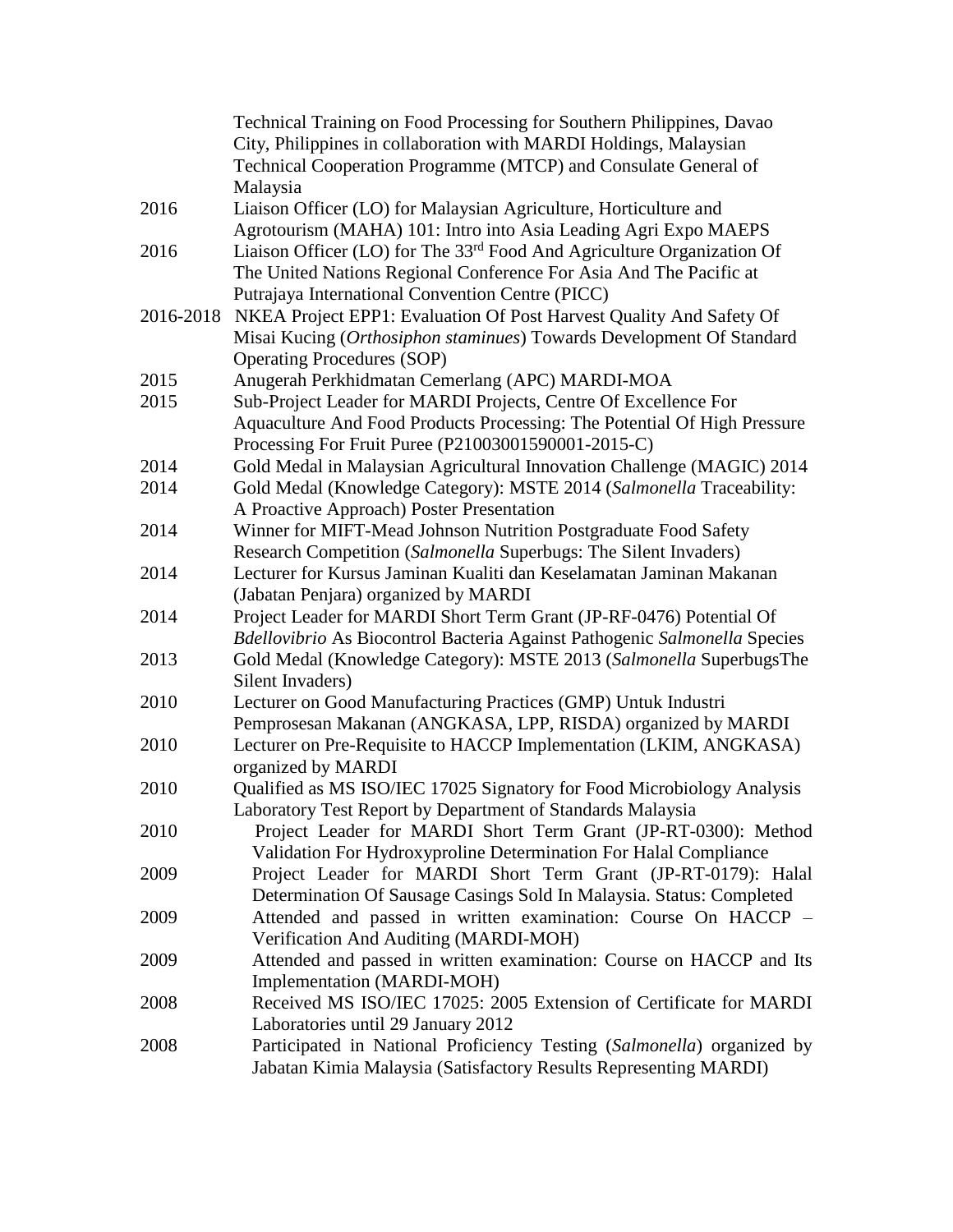| | |
|---|---|
| | Technical Training on Food Processing for Southern Philippines, Davao City, Philippines in collaboration with MARDI Holdings, Malaysian Technical Cooperation Programme (MTCP) and Consulate General of Malaysia |
| 2016 | Liaison Officer (LO) for Malaysian Agriculture, Horticulture and Agrotourism (MAHA) 101: Intro into Asia Leading Agri Expo MAEPS |
| 2016 | Liaison Officer (LO) for The 33rd Food And Agriculture Organization Of The United Nations Regional Conference For Asia And The Pacific at Putrajaya International Convention Centre (PICC) |
| 2016-2018 | NKEA Project EPP1: Evaluation Of Post Harvest Quality And Safety Of Misai Kucing (*Orthosiphon staminues*) Towards Development Of Standard Operating Procedures (SOP) |
| 2015 | Anugerah Perkhidmatan Cemerlang (APC) MARDI-MOA |
| 2015 | Sub-Project Leader for MARDI Projects, Centre Of Excellence For Aquaculture And Food Products Processing: The Potential Of High Pressure Processing For Fruit Puree (P21003001590001-2015-C) |
| 2014 | Gold Medal in Malaysian Agricultural Innovation Challenge (MAGIC) 2014 |
| 2014 | Gold Medal (Knowledge Category): MSTE 2014 (*Salmonella* Traceability: A Proactive Approach) Poster Presentation |
| 2014 | Winner for MIFT-Mead Johnson Nutrition Postgraduate Food Safety Research Competition (*Salmonella* Superbugs: The Silent Invaders) |
| 2014 | Lecturer for Kursus Jaminan Kualiti dan Keselamatan Jaminan Makanan (Jabatan Penjara) organized by MARDI |
| 2014 | Project Leader for MARDI Short Term Grant (JP-RF-0476) Potential Of *Bdellovibrio* As Biocontrol Bacteria Against Pathogenic *Salmonella* Species |
| 2013 | Gold Medal (Knowledge Category): MSTE 2013 (*Salmonella* SuperbugsThe Silent Invaders) |
| 2010 | Lecturer on Good Manufacturing Practices (GMP) Untuk Industri Pemprosesan Makanan (ANGKASA, LPP, RISDA) organized by MARDI |
| 2010 | Lecturer on Pre-Requisite to HACCP Implementation (LKIM, ANGKASA) organized by MARDI |
| 2010 | Qualified as MS ISO/IEC 17025 Signatory for Food Microbiology Analysis Laboratory Test Report by Department of Standards Malaysia |
| 2010 | Project Leader for MARDI Short Term Grant (JP-RT-0300): Method Validation For Hydroxyproline Determination For Halal Compliance |
| 2009 | Project Leader for MARDI Short Term Grant (JP-RT-0179): Halal Determination Of Sausage Casings Sold In Malaysia. Status: Completed |
| 2009 | Attended and passed in written examination: Course On HACCP – Verification And Auditing (MARDI-MOH) |
| 2009 | Attended and passed in written examination: Course on HACCP and Its Implementation (MARDI-MOH) |
| 2008 | Received MS ISO/IEC 17025: 2005 Extension of Certificate for MARDI Laboratories until 29 January 2012 |
| 2008 | Participated in National Proficiency Testing (*Salmonella*) organized by Jabatan Kimia Malaysia (Satisfactory Results Representing MARDI) |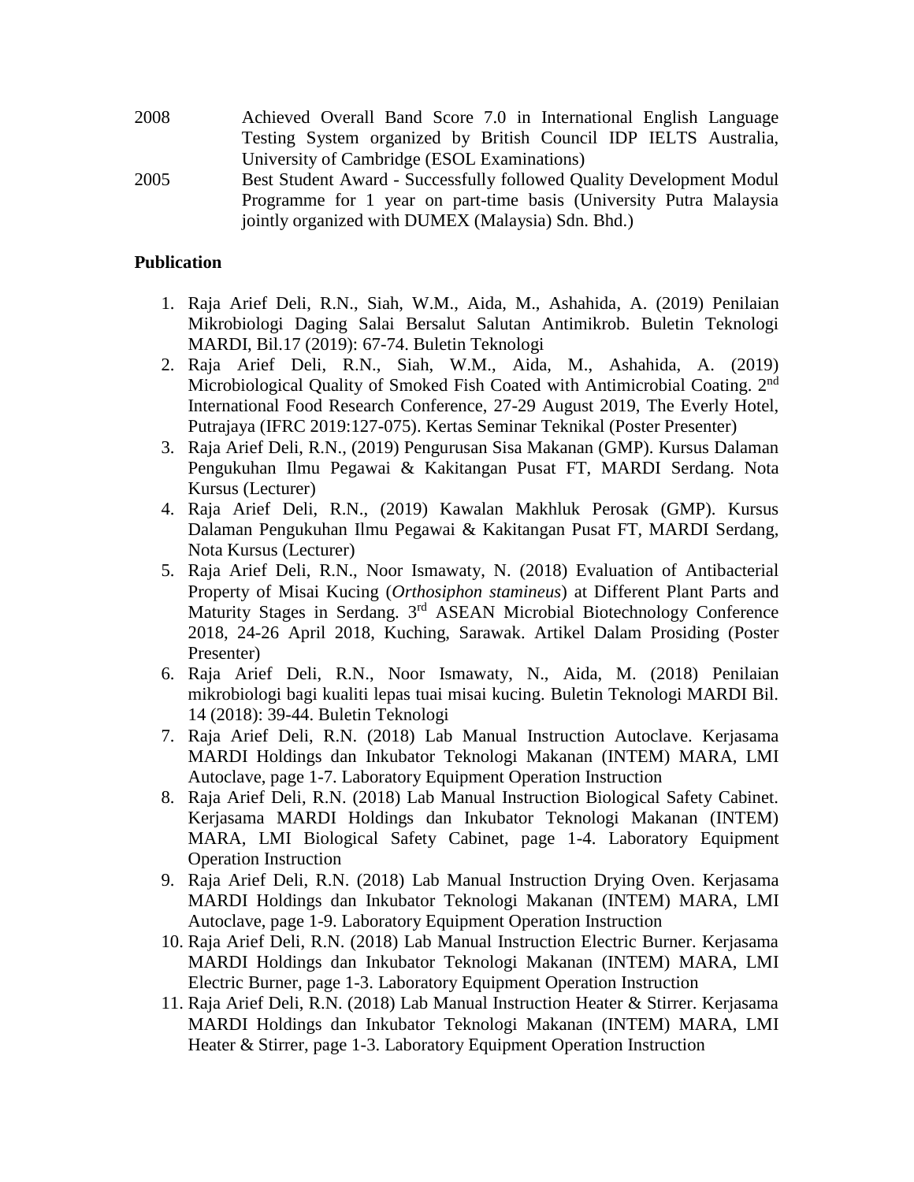2008 Achieved Overall Band Score 7.0 in International English Language Testing System organized by British Council IDP IELTS Australia, University of Cambridge (ESOL Examinations)

2005 Best Student Award - Successfully followed Quality Development Modul Programme for 1 year on part-time basis (University Putra Malaysia jointly organized with DUMEX (Malaysia) Sdn. Bhd.)

**Publication**

1. Raja Arief Deli, R.N., Siah, W.M., Aida, M., Ashahida, A. (2019) Penilaian Mikrobiologi Daging Salai Bersalut Salutan Antimikrob. Buletin Teknologi MARDI, Bil.17 (2019): 67-74. Buletin Teknologi
2. Raja Arief Deli, R.N., Siah, W.M., Aida, M., Ashahida, A. (2019) Microbiological Quality of Smoked Fish Coated with Antimicrobial Coating. 2nd International Food Research Conference, 27-29 August 2019, The Everly Hotel, Putrajaya (IFRC 2019:127-075). Kertas Seminar Teknikal (Poster Presenter)
3. Raja Arief Deli, R.N., (2019) Pengurusan Sisa Makanan (GMP). Kursus Dalaman Pengukuhan Ilmu Pegawai & Kakitangan Pusat FT, MARDI Serdang. Nota Kursus (Lecturer)
4. Raja Arief Deli, R.N., (2019) Kawalan Makhluk Perosak (GMP). Kursus Dalaman Pengukuhan Ilmu Pegawai & Kakitangan Pusat FT, MARDI Serdang, Nota Kursus (Lecturer)
5. Raja Arief Deli, R.N., Noor Ismawaty, N. (2018) Evaluation of Antibacterial Property of Misai Kucing (*Orthosiphon stamineus*) at Different Plant Parts and Maturity Stages in Serdang. 3rd ASEAN Microbial Biotechnology Conference 2018, 24-26 April 2018, Kuching, Sarawak. Artikel Dalam Prosiding (Poster Presenter)
6. Raja Arief Deli, R.N., Noor Ismawaty, N., Aida, M. (2018) Penilaian mikrobiologi bagi kualiti lepas tuai misai kucing. Buletin Teknologi MARDI Bil. 14 (2018): 39-44. Buletin Teknologi
7. Raja Arief Deli, R.N. (2018) Lab Manual Instruction Autoclave. Kerjasama MARDI Holdings dan Inkubator Teknologi Makanan (INTEM) MARA, LMI Autoclave, page 1-7. Laboratory Equipment Operation Instruction
8. Raja Arief Deli, R.N. (2018) Lab Manual Instruction Biological Safety Cabinet. Kerjasama MARDI Holdings dan Inkubator Teknologi Makanan (INTEM) MARA, LMI Biological Safety Cabinet, page 1-4. Laboratory Equipment Operation Instruction
9. Raja Arief Deli, R.N. (2018) Lab Manual Instruction Drying Oven. Kerjasama MARDI Holdings dan Inkubator Teknologi Makanan (INTEM) MARA, LMI Autoclave, page 1-9. Laboratory Equipment Operation Instruction
10. Raja Arief Deli, R.N. (2018) Lab Manual Instruction Electric Burner. Kerjasama MARDI Holdings dan Inkubator Teknologi Makanan (INTEM) MARA, LMI Electric Burner, page 1-3. Laboratory Equipment Operation Instruction
11. Raja Arief Deli, R.N. (2018) Lab Manual Instruction Heater & Stirrer. Kerjasama MARDI Holdings dan Inkubator Teknologi Makanan (INTEM) MARA, LMI Heater & Stirrer, page 1-3. Laboratory Equipment Operation Instruction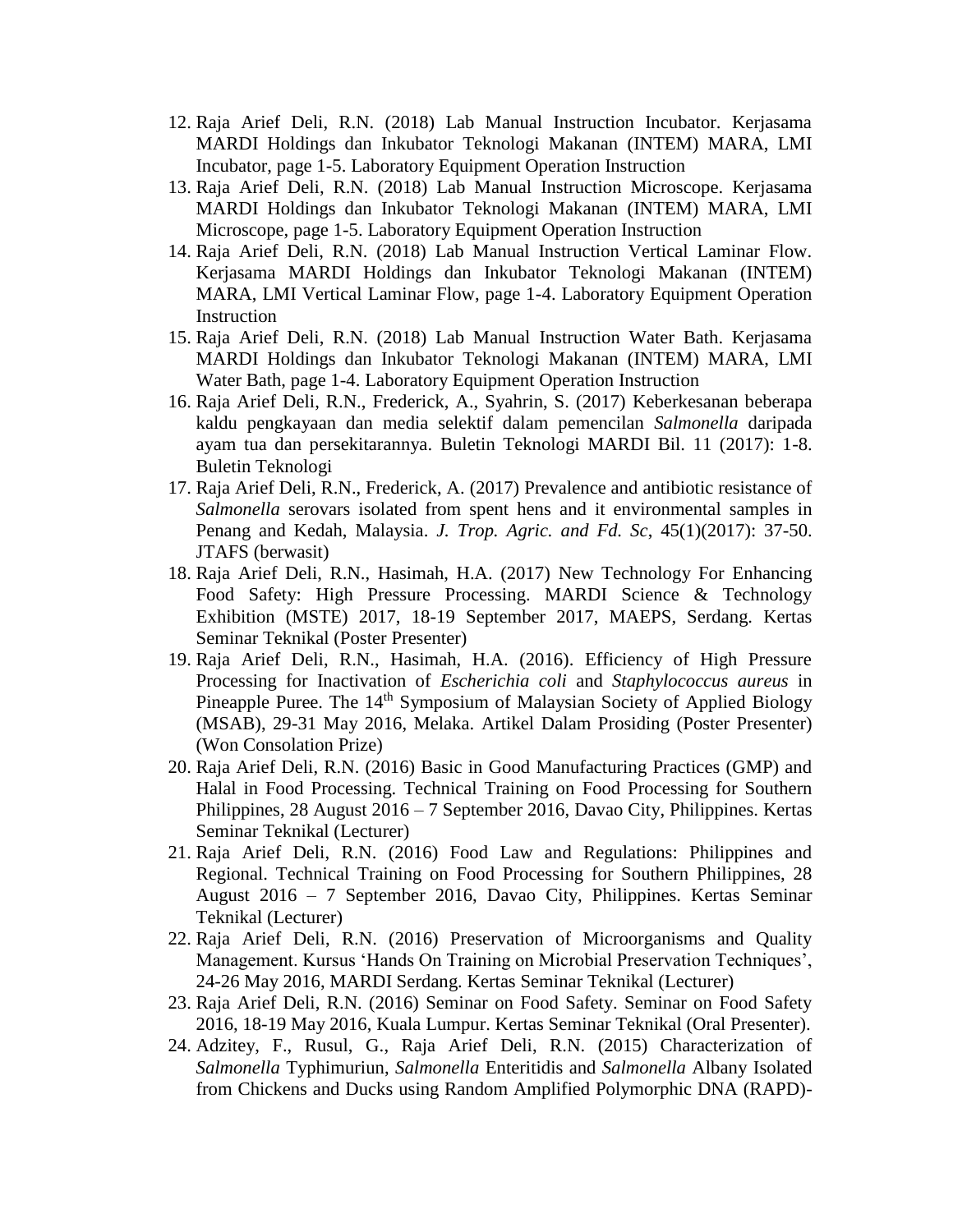12. Raja Arief Deli, R.N. (2018) Lab Manual Instruction Incubator. Kerjasama MARDI Holdings dan Inkubator Teknologi Makanan (INTEM) MARA, LMI Incubator, page 1-5. Laboratory Equipment Operation Instruction
13. Raja Arief Deli, R.N. (2018) Lab Manual Instruction Microscope. Kerjasama MARDI Holdings dan Inkubator Teknologi Makanan (INTEM) MARA, LMI Microscope, page 1-5. Laboratory Equipment Operation Instruction
14. Raja Arief Deli, R.N. (2018) Lab Manual Instruction Vertical Laminar Flow. Kerjasama MARDI Holdings dan Inkubator Teknologi Makanan (INTEM) MARA, LMI Vertical Laminar Flow, page 1-4. Laboratory Equipment Operation Instruction
15. Raja Arief Deli, R.N. (2018) Lab Manual Instruction Water Bath. Kerjasama MARDI Holdings dan Inkubator Teknologi Makanan (INTEM) MARA, LMI Water Bath, page 1-4. Laboratory Equipment Operation Instruction
16. Raja Arief Deli, R.N., Frederick, A., Syahrin, S. (2017) Keberkesanan beberapa kaldu pengkayaan dan media selektif dalam pemencilan *Salmonella* daripada ayam tua dan persekitarannya. Buletin Teknologi MARDI Bil. 11 (2017): 1-8. Buletin Teknologi
17. Raja Arief Deli, R.N., Frederick, A. (2017) Prevalence and antibiotic resistance of *Salmonella* serovars isolated from spent hens and it environmental samples in Penang and Kedah, Malaysia. *J. Trop. Agric. and Fd. Sc*, 45(1)(2017): 37-50. JTAFS (berwasit)
18. Raja Arief Deli, R.N., Hasimah, H.A. (2017) New Technology For Enhancing Food Safety: High Pressure Processing. MARDI Science & Technology Exhibition (MSTE) 2017, 18-19 September 2017, MAEPS, Serdang. Kertas Seminar Teknikal (Poster Presenter)
19. Raja Arief Deli, R.N., Hasimah, H.A. (2016). Efficiency of High Pressure Processing for Inactivation of *Escherichia coli* and *Staphylococcus aureus* in Pineapple Puree. The 14th Symposium of Malaysian Society of Applied Biology (MSAB), 29-31 May 2016, Melaka. Artikel Dalam Prosiding (Poster Presenter) (Won Consolation Prize)
20. Raja Arief Deli, R.N. (2016) Basic in Good Manufacturing Practices (GMP) and Halal in Food Processing. Technical Training on Food Processing for Southern Philippines, 28 August 2016 – 7 September 2016, Davao City, Philippines. Kertas Seminar Teknikal (Lecturer)
21. Raja Arief Deli, R.N. (2016) Food Law and Regulations: Philippines and Regional. Technical Training on Food Processing for Southern Philippines, 28 August 2016 – 7 September 2016, Davao City, Philippines. Kertas Seminar Teknikal (Lecturer)
22. Raja Arief Deli, R.N. (2016) Preservation of Microorganisms and Quality Management. Kursus 'Hands On Training on Microbial Preservation Techniques', 24-26 May 2016, MARDI Serdang. Kertas Seminar Teknikal (Lecturer)
23. Raja Arief Deli, R.N. (2016) Seminar on Food Safety. Seminar on Food Safety 2016, 18-19 May 2016, Kuala Lumpur. Kertas Seminar Teknikal (Oral Presenter).
24. Adzitey, F., Rusul, G., Raja Arief Deli, R.N. (2015) Characterization of *Salmonella* Typhimuriun, *Salmonella* Enteritidis and *Salmonella* Albany Isolated from Chickens and Ducks using Random Amplified Polymorphic DNA (RAPD)-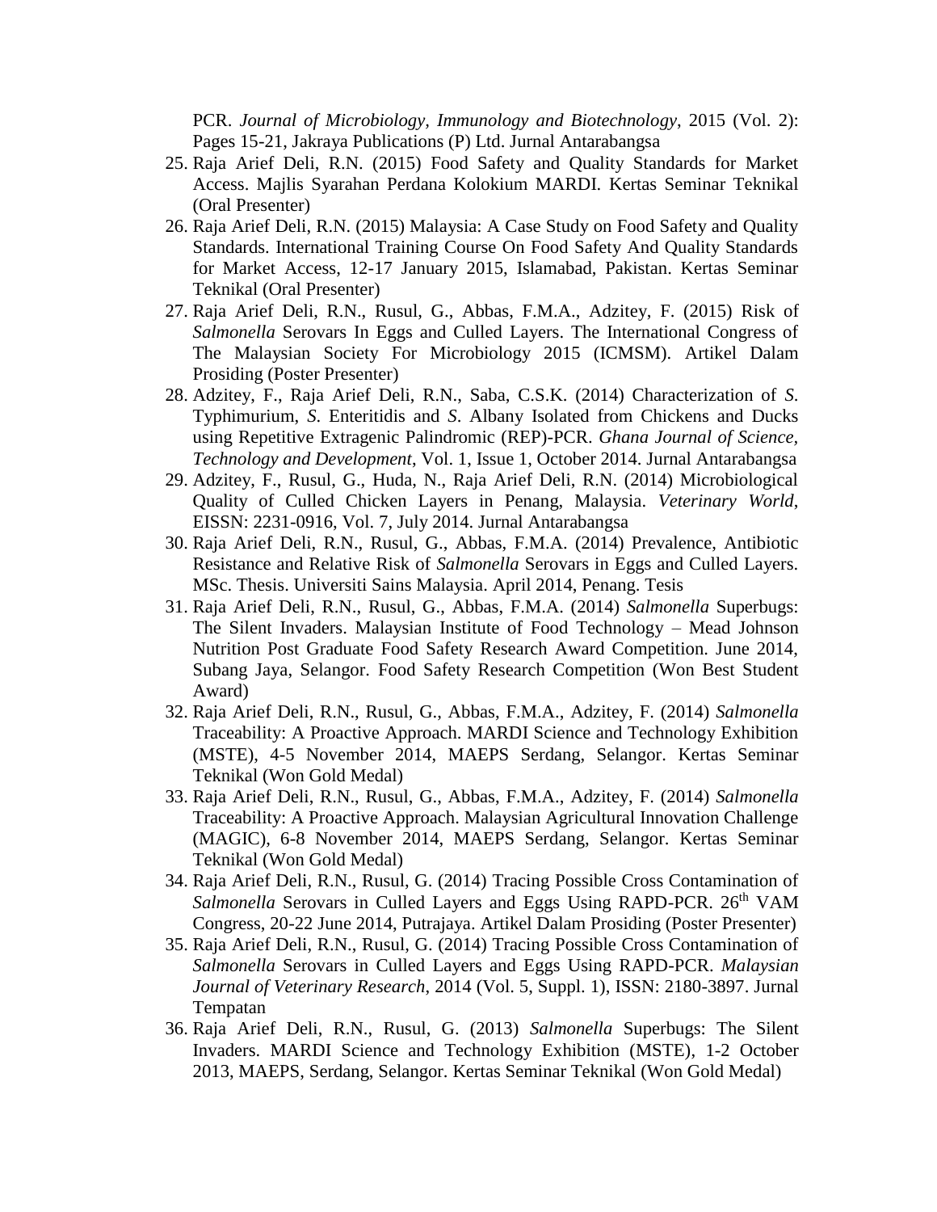PCR. *Journal of Microbiology, Immunology and Biotechnology*, 2015 (Vol. 2): Pages 15-21, Jakraya Publications (P) Ltd. Jurnal Antarabangsa

25. Raja Arief Deli, R.N. (2015) Food Safety and Quality Standards for Market Access. Majlis Syarahan Perdana Kolokium MARDI. Kertas Seminar Teknikal (Oral Presenter)
26. Raja Arief Deli, R.N. (2015) Malaysia: A Case Study on Food Safety and Quality Standards. International Training Course On Food Safety And Quality Standards for Market Access, 12-17 January 2015, Islamabad, Pakistan. Kertas Seminar Teknikal (Oral Presenter)
27. Raja Arief Deli, R.N., Rusul, G., Abbas, F.M.A., Adzitey, F. (2015) Risk of *Salmonella* Serovars In Eggs and Culled Layers. The International Congress of The Malaysian Society For Microbiology 2015 (ICMSM). Artikel Dalam Prosiding (Poster Presenter)
28. Adzitey, F., Raja Arief Deli, R.N., Saba, C.S.K. (2014) Characterization of *S.* Typhimurium, *S.* Enteritidis and *S.* Albany Isolated from Chickens and Ducks using Repetitive Extragenic Palindromic (REP)-PCR. *Ghana Journal of Science, Technology and Development*, Vol. 1, Issue 1, October 2014. Jurnal Antarabangsa
29. Adzitey, F., Rusul, G., Huda, N., Raja Arief Deli, R.N. (2014) Microbiological Quality of Culled Chicken Layers in Penang, Malaysia. *Veterinary World*, EISSN: 2231-0916, Vol. 7, July 2014. Jurnal Antarabangsa
30. Raja Arief Deli, R.N., Rusul, G., Abbas, F.M.A. (2014) Prevalence, Antibiotic Resistance and Relative Risk of *Salmonella* Serovars in Eggs and Culled Layers. MSc. Thesis. Universiti Sains Malaysia. April 2014, Penang. Tesis
31. Raja Arief Deli, R.N., Rusul, G., Abbas, F.M.A. (2014) *Salmonella* Superbugs: The Silent Invaders. Malaysian Institute of Food Technology – Mead Johnson Nutrition Post Graduate Food Safety Research Award Competition. June 2014, Subang Jaya, Selangor. Food Safety Research Competition (Won Best Student Award)
32. Raja Arief Deli, R.N., Rusul, G., Abbas, F.M.A., Adzitey, F. (2014) *Salmonella* Traceability: A Proactive Approach. MARDI Science and Technology Exhibition (MSTE), 4-5 November 2014, MAEPS Serdang, Selangor. Kertas Seminar Teknikal (Won Gold Medal)
33. Raja Arief Deli, R.N., Rusul, G., Abbas, F.M.A., Adzitey, F. (2014) *Salmonella* Traceability: A Proactive Approach. Malaysian Agricultural Innovation Challenge (MAGIC), 6-8 November 2014, MAEPS Serdang, Selangor. Kertas Seminar Teknikal (Won Gold Medal)
34. Raja Arief Deli, R.N., Rusul, G. (2014) Tracing Possible Cross Contamination of *Salmonella* Serovars in Culled Layers and Eggs Using RAPD-PCR. 26th VAM Congress, 20-22 June 2014, Putrajaya. Artikel Dalam Prosiding (Poster Presenter)
35. Raja Arief Deli, R.N., Rusul, G. (2014) Tracing Possible Cross Contamination of *Salmonella* Serovars in Culled Layers and Eggs Using RAPD-PCR. *Malaysian Journal of Veterinary Research*, 2014 (Vol. 5, Suppl. 1), ISSN: 2180-3897. Jurnal Tempatan
36. Raja Arief Deli, R.N., Rusul, G. (2013) *Salmonella* Superbugs: The Silent Invaders. MARDI Science and Technology Exhibition (MSTE), 1-2 October 2013, MAEPS, Serdang, Selangor. Kertas Seminar Teknikal (Won Gold Medal)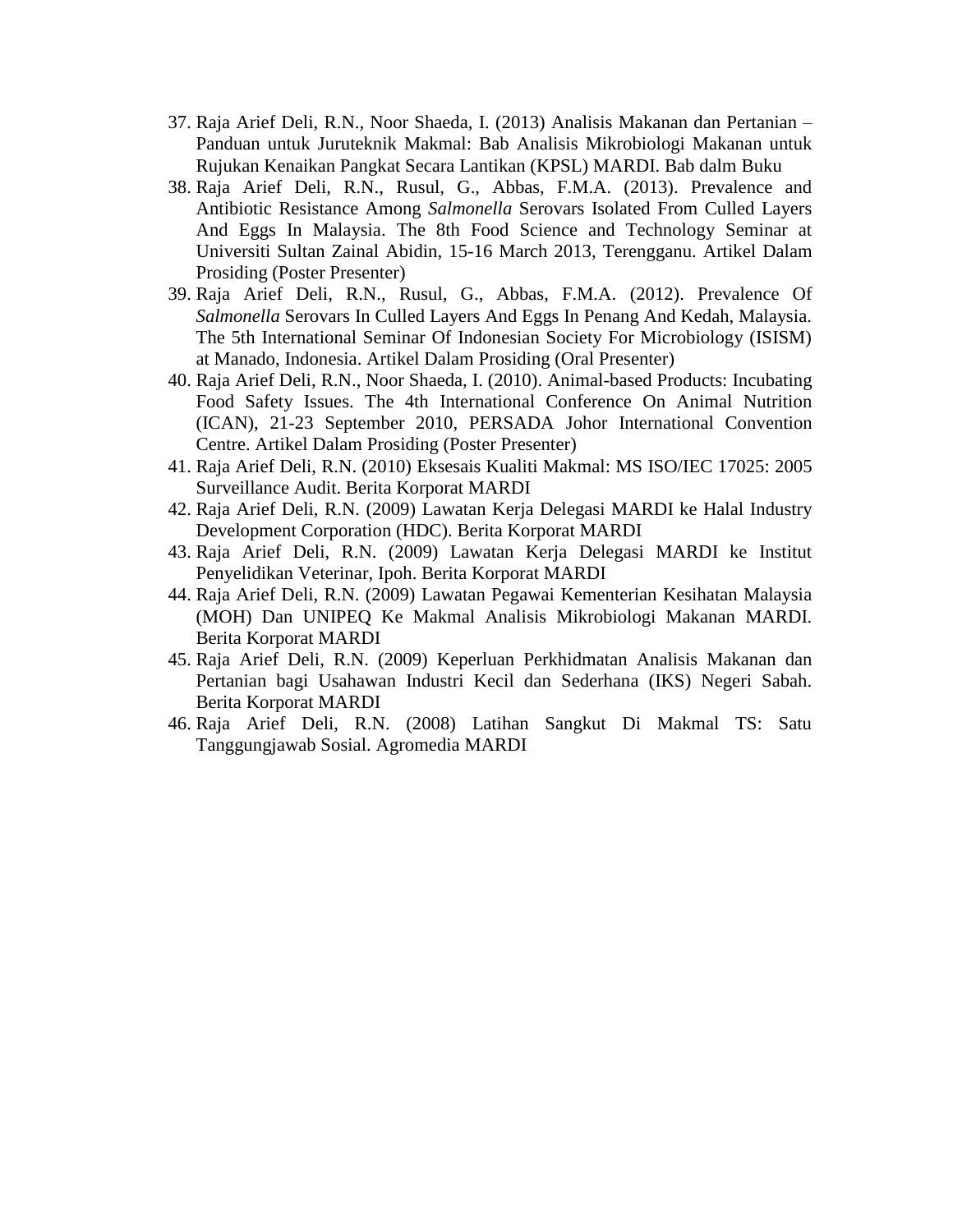37. Raja Arief Deli, R.N., Noor Shaeda, I. (2013) Analisis Makanan dan Pertanian – Panduan untuk Juruteknik Makmal: Bab Analisis Mikrobiologi Makanan untuk Rujukan Kenaikan Pangkat Secara Lantikan (KPSL) MARDI. Bab dalm Buku
38. Raja Arief Deli, R.N., Rusul, G., Abbas, F.M.A. (2013). Prevalence and Antibiotic Resistance Among *Salmonella* Serovars Isolated From Culled Layers And Eggs In Malaysia. The 8th Food Science and Technology Seminar at Universiti Sultan Zainal Abidin, 15-16 March 2013, Terengganu. Artikel Dalam Prosiding (Poster Presenter)
39. Raja Arief Deli, R.N., Rusul, G., Abbas, F.M.A. (2012). Prevalence Of *Salmonella* Serovars In Culled Layers And Eggs In Penang And Kedah, Malaysia. The 5th International Seminar Of Indonesian Society For Microbiology (ISISM) at Manado, Indonesia. Artikel Dalam Prosiding (Oral Presenter)
40. Raja Arief Deli, R.N., Noor Shaeda, I. (2010). Animal-based Products: Incubating Food Safety Issues. The 4th International Conference On Animal Nutrition (ICAN), 21-23 September 2010, PERSADA Johor International Convention Centre. Artikel Dalam Prosiding (Poster Presenter)
41. Raja Arief Deli, R.N. (2010) Eksesais Kualiti Makmal: MS ISO/IEC 17025: 2005 Surveillance Audit. Berita Korporat MARDI
42. Raja Arief Deli, R.N. (2009) Lawatan Kerja Delegasi MARDI ke Halal Industry Development Corporation (HDC). Berita Korporat MARDI
43. Raja Arief Deli, R.N. (2009) Lawatan Kerja Delegasi MARDI ke Institut Penyelidikan Veterinar, Ipoh. Berita Korporat MARDI
44. Raja Arief Deli, R.N. (2009) Lawatan Pegawai Kementerian Kesihatan Malaysia (MOH) Dan UNIPEQ Ke Makmal Analisis Mikrobiologi Makanan MARDI. Berita Korporat MARDI
45. Raja Arief Deli, R.N. (2009) Keperluan Perkhidmatan Analisis Makanan dan Pertanian bagi Usahawan Industri Kecil dan Sederhana (IKS) Negeri Sabah. Berita Korporat MARDI
46. Raja Arief Deli, R.N. (2008) Latihan Sangkut Di Makmal TS: Satu Tanggungjawab Sosial. Agromedia MARDI